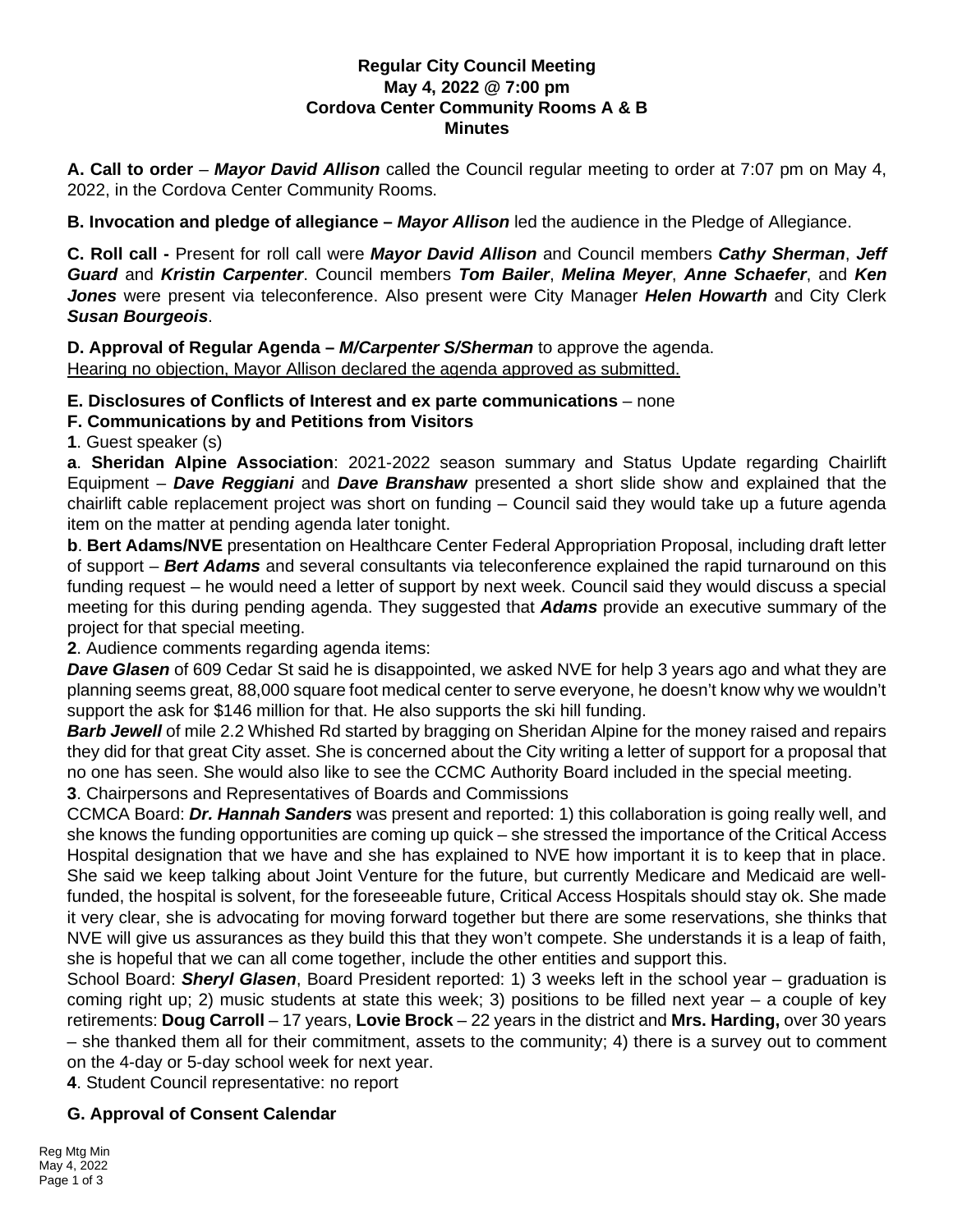**Regular City Council Meeting**
**May 4, 2022 @ 7:00 pm**
**Cordova Center Community Rooms A & B**
**Minutes**

**A. Call to order** – ***Mayor David Allison*** called the Council regular meeting to order at 7:07 pm on May 4, 2022, in the Cordova Center Community Rooms.

**B. Invocation and pledge of allegiance –** ***Mayor Allison*** led the audience in the Pledge of Allegiance.

**C. Roll call -** Present for roll call were ***Mayor David Allison*** and Council members ***Cathy Sherman***, ***Jeff Guard*** and ***Kristin Carpenter***. Council members ***Tom Bailer***, ***Melina Meyer***, ***Anne Schaefer***, and ***Ken Jones*** were present via teleconference. Also present were City Manager ***Helen Howarth*** and City Clerk ***Susan Bourgeois***.

**D. Approval of Regular Agenda –** ***M/Carpenter S/Sherman*** to approve the agenda.
<u>Hearing no objection, Mayor Allison declared the agenda approved as submitted.</u>

**E. Disclosures of Conflicts of Interest and ex parte communications** – none

**F. Communications by and Petitions from Visitors**

**1**. Guest speaker (s)

**a**. **Sheridan Alpine Association**: 2021-2022 season summary and Status Update regarding Chairlift Equipment – ***Dave Reggiani*** and ***Dave Branshaw*** presented a short slide show and explained that the chairlift cable replacement project was short on funding – Council said they would take up a future agenda item on the matter at pending agenda later tonight.

**b**. **Bert Adams/NVE** presentation on Healthcare Center Federal Appropriation Proposal, including draft letter of support – ***Bert Adams*** and several consultants via teleconference explained the rapid turnaround on this funding request – he would need a letter of support by next week. Council said they would discuss a special meeting for this during pending agenda. They suggested that ***Adams*** provide an executive summary of the project for that special meeting.

**2**. Audience comments regarding agenda items:

***Dave Glasen*** of 609 Cedar St said he is disappointed, we asked NVE for help 3 years ago and what they are planning seems great, 88,000 square foot medical center to serve everyone, he doesn't know why we wouldn't support the ask for $146 million for that. He also supports the ski hill funding.

***Barb Jewell*** of mile 2.2 Whished Rd started by bragging on Sheridan Alpine for the money raised and repairs they did for that great City asset. She is concerned about the City writing a letter of support for a proposal that no one has seen. She would also like to see the CCMC Authority Board included in the special meeting.

**3**. Chairpersons and Representatives of Boards and Commissions

CCMCA Board: ***Dr. Hannah Sanders*** was present and reported: 1) this collaboration is going really well, and she knows the funding opportunities are coming up quick – she stressed the importance of the Critical Access Hospital designation that we have and she has explained to NVE how important it is to keep that in place. She said we keep talking about Joint Venture for the future, but currently Medicare and Medicaid are well-funded, the hospital is solvent, for the foreseeable future, Critical Access Hospitals should stay ok. She made it very clear, she is advocating for moving forward together but there are some reservations, she thinks that NVE will give us assurances as they build this that they won't compete. She understands it is a leap of faith, she is hopeful that we can all come together, include the other entities and support this.

School Board: ***Sheryl Glasen***, Board President reported: 1) 3 weeks left in the school year – graduation is coming right up; 2) music students at state this week; 3) positions to be filled next year – a couple of key retirements: **Doug Carroll** – 17 years, **Lovie Brock** – 22 years in the district and **Mrs. Harding,** over 30 years – she thanked them all for their commitment, assets to the community; 4) there is a survey out to comment on the 4-day or 5-day school week for next year.

**4**. Student Council representative: no report

**G. Approval of Consent Calendar**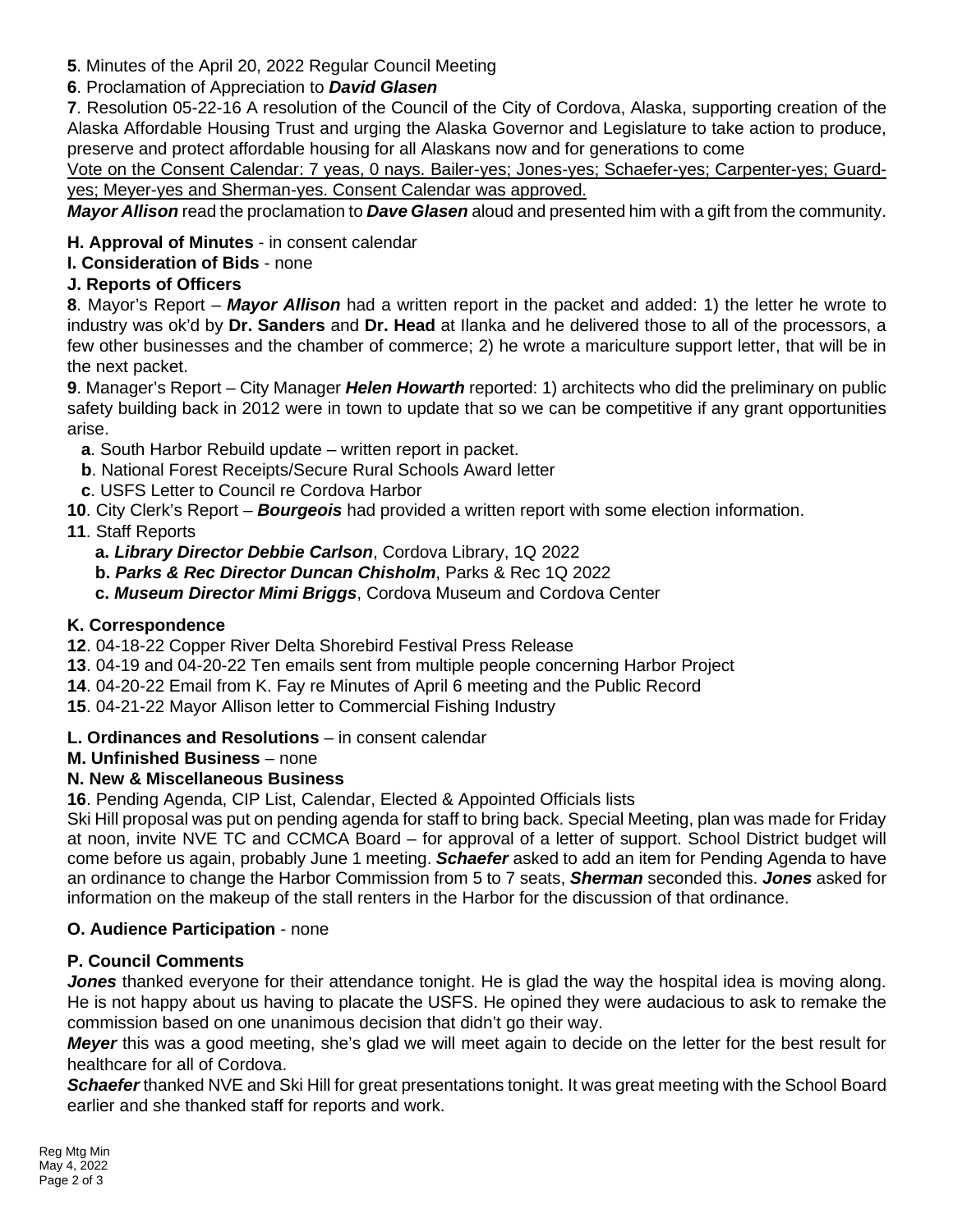**5**. Minutes of the April 20, 2022 Regular Council Meeting

**6**. Proclamation of Appreciation to ***David Glasen***

**7**. Resolution 05-22-16 A resolution of the Council of the City of Cordova, Alaska, supporting creation of the Alaska Affordable Housing Trust and urging the Alaska Governor and Legislature to take action to produce, preserve and protect affordable housing for all Alaskans now and for generations to come

<u>Vote on the Consent Calendar: 7 yeas, 0 nays. Bailer-yes; Jones-yes; Schaefer-yes; Carpenter-yes; Guard-yes; Meyer-yes and Sherman-yes. Consent Calendar was approved.</u>

***Mayor Allison*** read the proclamation to ***Dave Glasen*** aloud and presented him with a gift from the community.

**H. Approval of Minutes** - in consent calendar

**I. Consideration of Bids** - none

**J. Reports of Officers**

**8**. Mayor's Report – ***Mayor Allison*** had a written report in the packet and added: 1) the letter he wrote to industry was ok'd by **Dr. Sanders** and **Dr. Head** at Ilanka and he delivered those to all of the processors, a few other businesses and the chamber of commerce; 2) he wrote a mariculture support letter, that will be in the next packet.

**9**. Manager's Report – City Manager ***Helen Howarth*** reported: 1) architects who did the preliminary on public safety building back in 2012 were in town to update that so we can be competitive if any grant opportunities arise.

- **a**. South Harbor Rebuild update – written report in packet.
- **b**. National Forest Receipts/Secure Rural Schools Award letter
- **c**. USFS Letter to Council re Cordova Harbor

**10**. City Clerk's Report – ***Bourgeois*** had provided a written report with some election information.

**11**. Staff Reports

- **a. *Library Director Debbie Carlson***, Cordova Library, 1Q 2022
- **b. *Parks & Rec Director Duncan Chisholm***, Parks & Rec 1Q 2022
- **c. *Museum Director Mimi Briggs***, Cordova Museum and Cordova Center

**K. Correspondence**

**12**. 04-18-22 Copper River Delta Shorebird Festival Press Release

**13**. 04-19 and 04-20-22 Ten emails sent from multiple people concerning Harbor Project

**14**. 04-20-22 Email from K. Fay re Minutes of April 6 meeting and the Public Record

**15**. 04-21-22 Mayor Allison letter to Commercial Fishing Industry

**L. Ordinances and Resolutions** – in consent calendar

**M. Unfinished Business** – none

**N. New & Miscellaneous Business**

**16**. Pending Agenda, CIP List, Calendar, Elected & Appointed Officials lists

Ski Hill proposal was put on pending agenda for staff to bring back. Special Meeting, plan was made for Friday at noon, invite NVE TC and CCMCA Board – for approval of a letter of support. School District budget will come before us again, probably June 1 meeting. ***Schaefer*** asked to add an item for Pending Agenda to have an ordinance to change the Harbor Commission from 5 to 7 seats, ***Sherman*** seconded this. ***Jones*** asked for information on the makeup of the stall renters in the Harbor for the discussion of that ordinance.

**O. Audience Participation** - none

**P. Council Comments**

***Jones*** thanked everyone for their attendance tonight. He is glad the way the hospital idea is moving along. He is not happy about us having to placate the USFS. He opined they were audacious to ask to remake the commission based on one unanimous decision that didn't go their way.

***Meyer*** this was a good meeting, she's glad we will meet again to decide on the letter for the best result for healthcare for all of Cordova.

***Schaefer*** thanked NVE and Ski Hill for great presentations tonight. It was great meeting with the School Board earlier and she thanked staff for reports and work.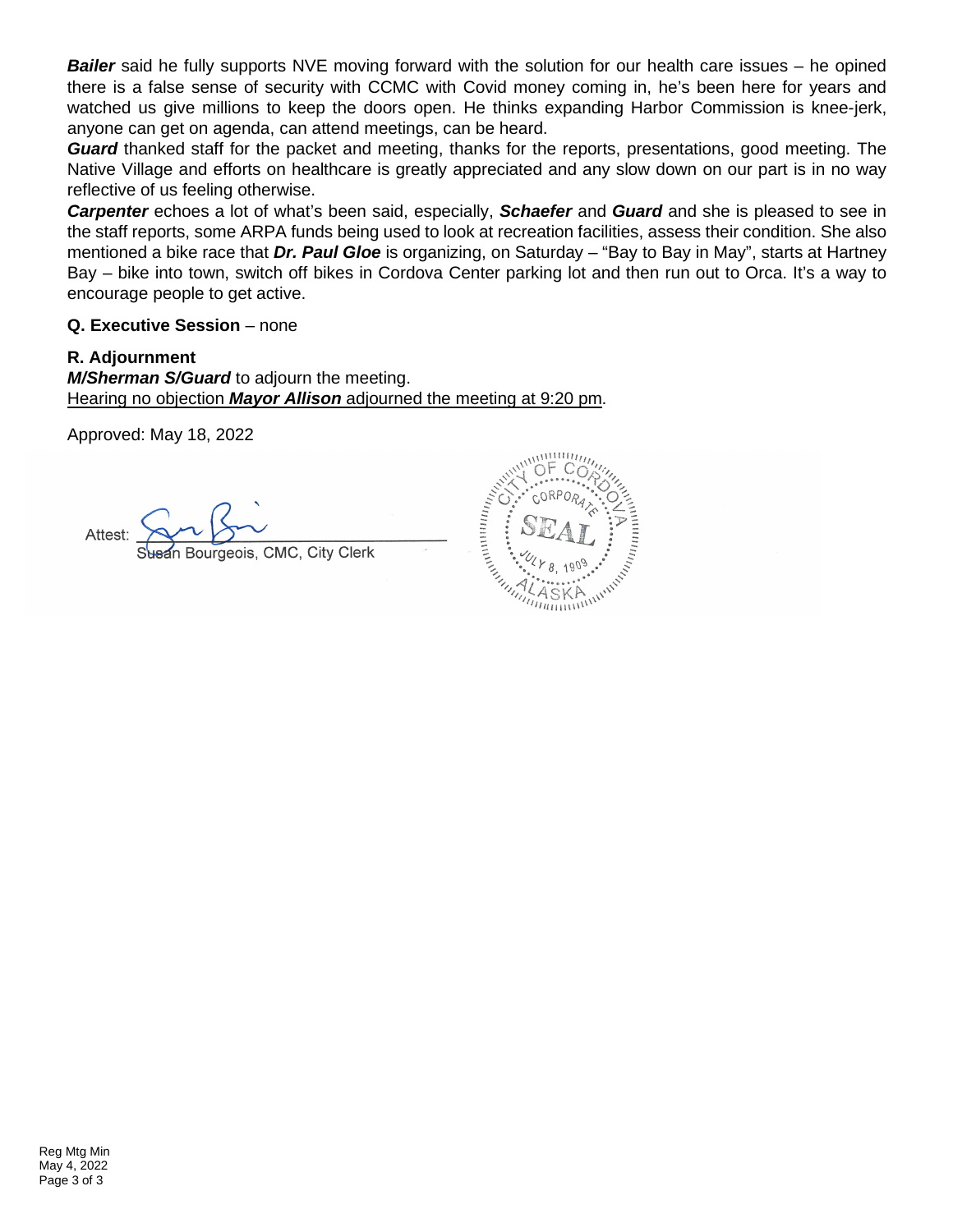***Bailer*** said he fully supports NVE moving forward with the solution for our health care issues – he opined there is a false sense of security with CCMC with Covid money coming in, he's been here for years and watched us give millions to keep the doors open. He thinks expanding Harbor Commission is knee-jerk, anyone can get on agenda, can attend meetings, can be heard.

***Guard*** thanked staff for the packet and meeting, thanks for the reports, presentations, good meeting. The Native Village and efforts on healthcare is greatly appreciated and any slow down on our part is in no way reflective of us feeling otherwise.

***Carpenter*** echoes a lot of what's been said, especially, ***Schaefer*** and ***Guard*** and she is pleased to see in the staff reports, some ARPA funds being used to look at recreation facilities, assess their condition. She also mentioned a bike race that ***Dr. Paul Gloe*** is organizing, on Saturday – "Bay to Bay in May", starts at Hartney Bay – bike into town, switch off bikes in Cordova Center parking lot and then run out to Orca. It's a way to encourage people to get active.

**Q. Executive Session** – none

**R. Adjournment**

***M/Sherman S/Guard*** to adjourn the meeting.

<u>Hearing no objection ***Mayor Allison*** adjourned the meeting at 9:20 pm</u>.

Approved: May 18, 2022

Attest: ______________________
Susan Bourgeois, CMC, City Clerk

CITY OF CORDOVA CORPORATE SEAL JULY 8, 1909 ALASKA